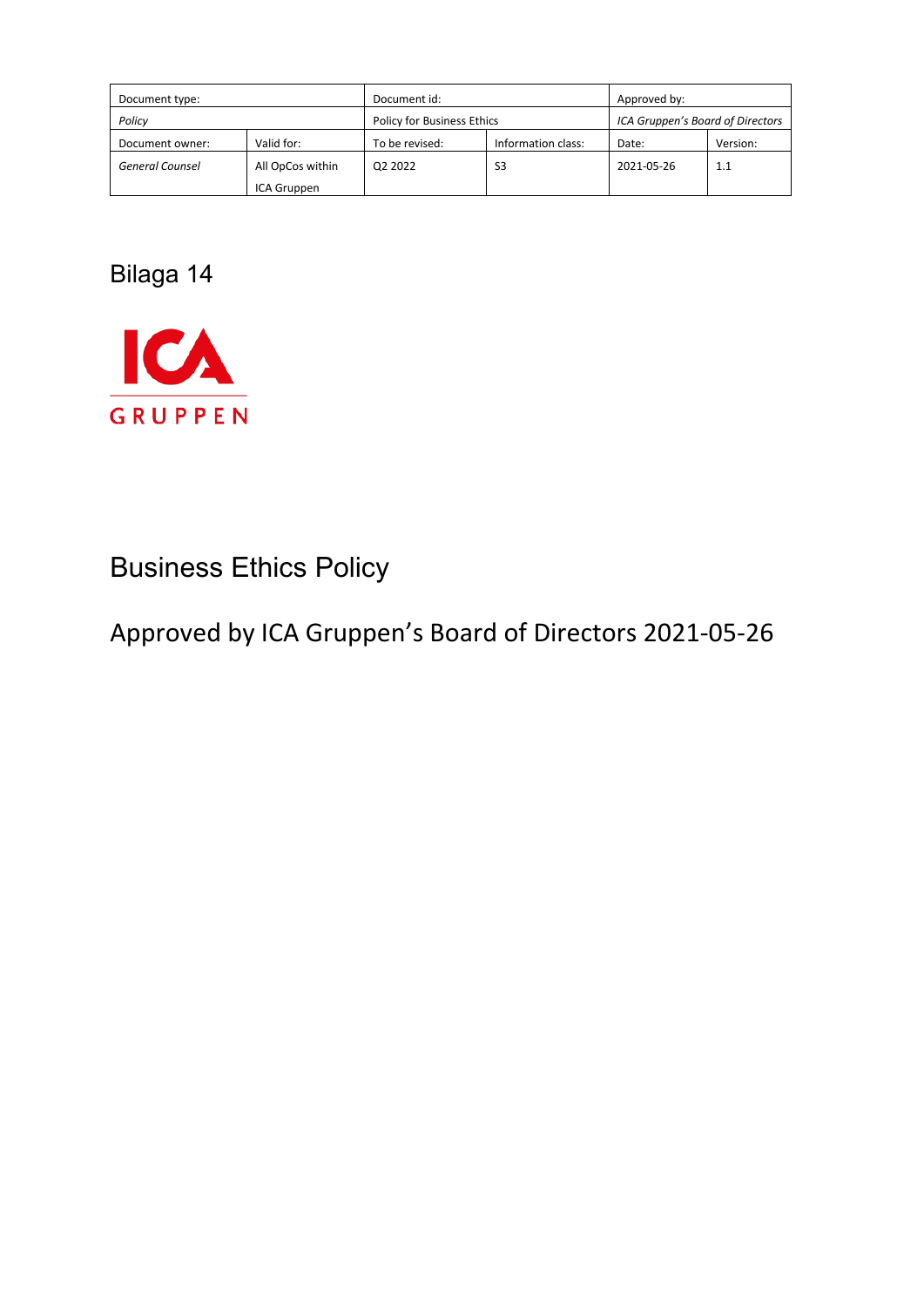| Document type: | | Document id: | | Approved by: | |
|---|---|---|---|---|---|
| *Policy* | | Policy for Business Ethics | | *ICA Gruppen's Board of Directors* | |
| Document owner: | Valid for: | To be revised: | Information class: | Date: | Version: |
| *General Counsel* | All OpCos within ICA Gruppen | Q2 2022 | S3 | 2021-05-26 | 1.1 |

Bilaga 14

ICA GRUPPEN

# Business Ethics Policy

## Approved by ICA Gruppen's Board of Directors 2021-05-26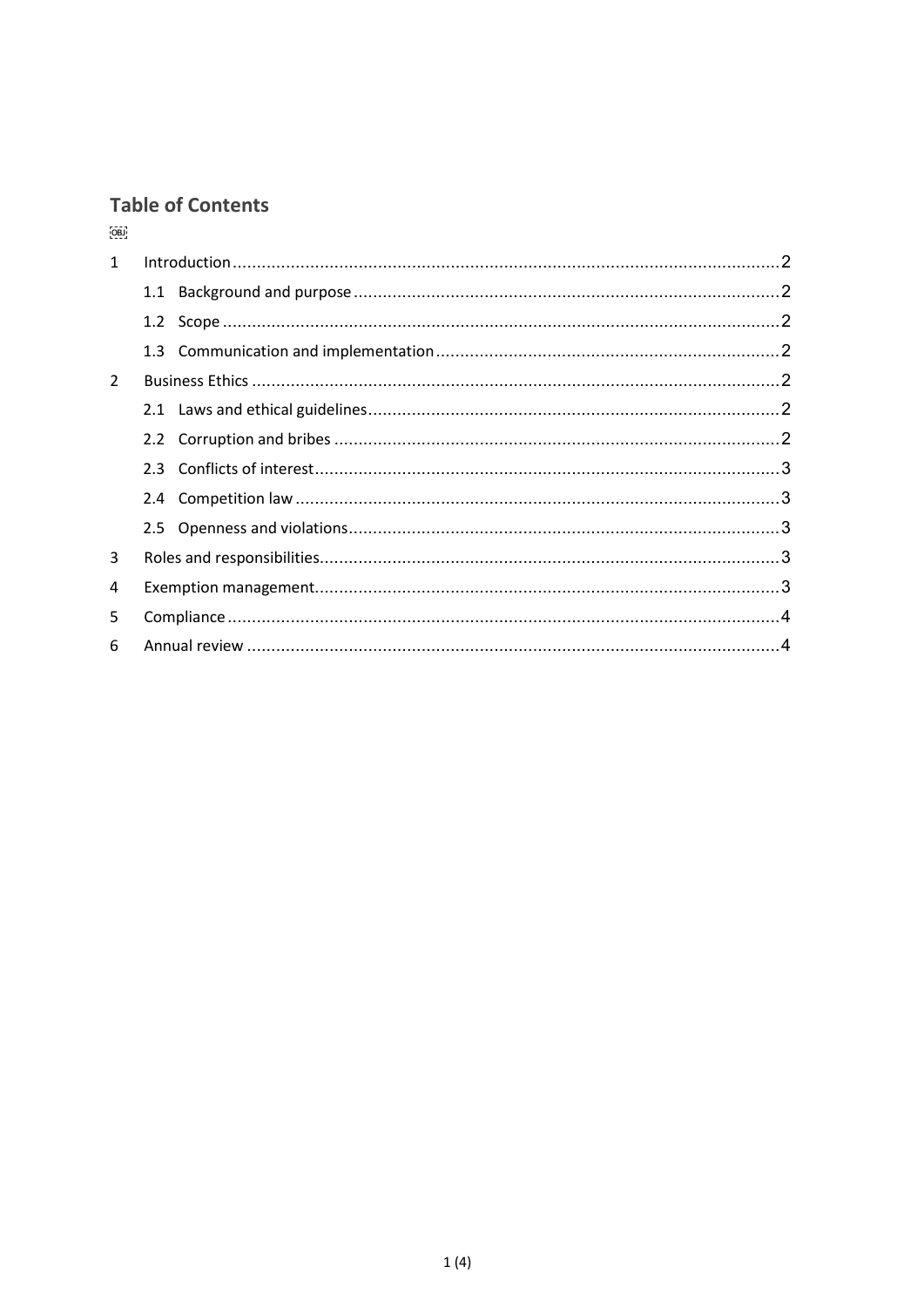## Table of Contents

1 Introduction ........................................................ 2
   1.1 Background and purpose ........................................ 2
   1.2 Scope ......................................................... 2
   1.3 Communication and implementation .............................. 2
2 Business Ethics ..................................................... 2
   2.1 Laws and ethical guidelines ................................... 2
   2.2 Corruption and bribes ......................................... 2
   2.3 Conflicts of interest ......................................... 3
   2.4 Competition law ............................................... 3
   2.5 Openness and violations ....................................... 3
3 Roles and responsibilities .......................................... 3
4 Exemption management ................................................ 3
5 Compliance .......................................................... 4
6 Annual review ....................................................... 4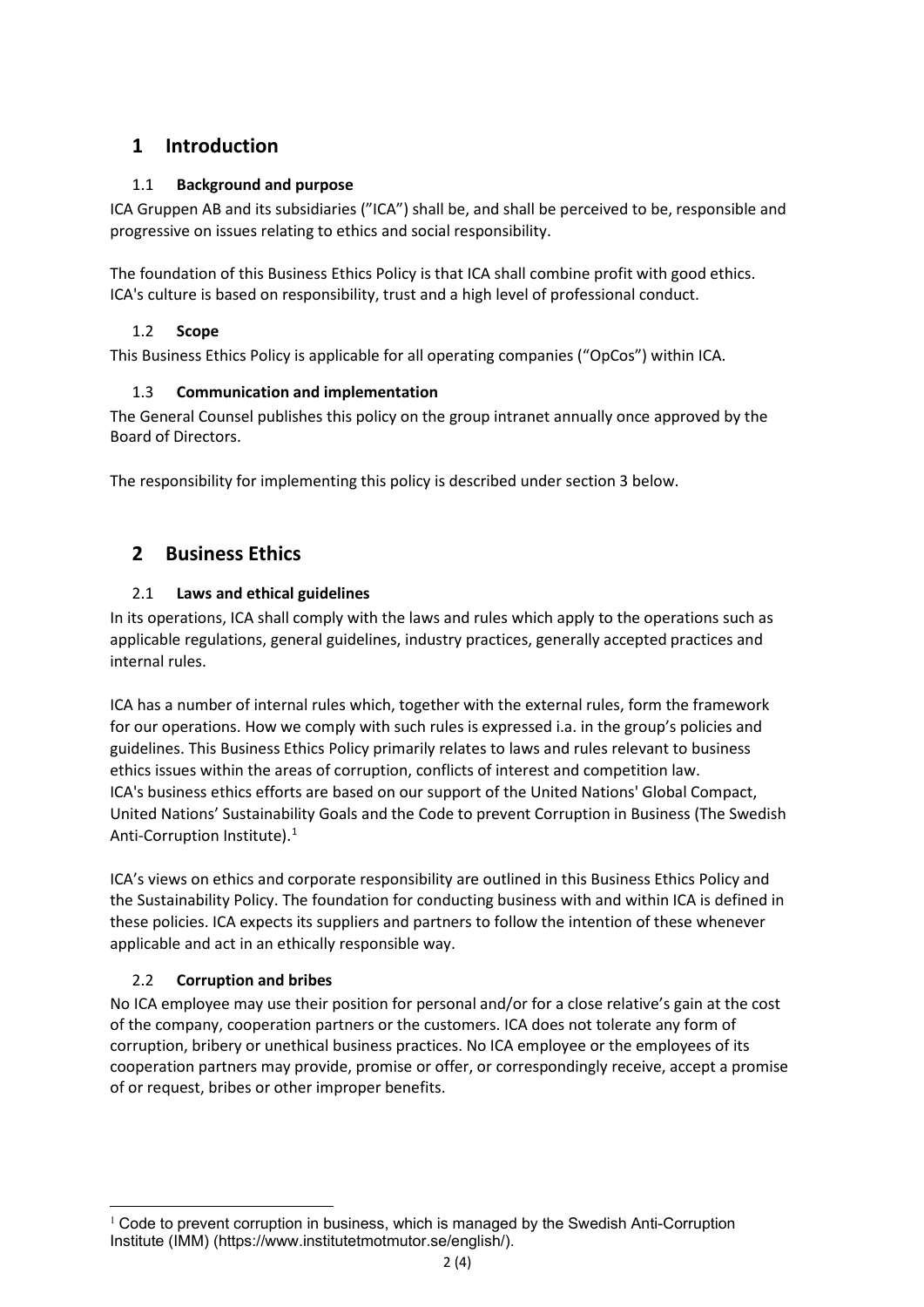# 1 Introduction

## 1.1 Background and purpose

ICA Gruppen AB and its subsidiaries (”ICA”) shall be, and shall be perceived to be, responsible and progressive on issues relating to ethics and social responsibility.

The foundation of this Business Ethics Policy is that ICA shall combine profit with good ethics. ICA's culture is based on responsibility, trust and a high level of professional conduct.

## 1.2 Scope

This Business Ethics Policy is applicable for all operating companies (“OpCos”) within ICA.

## 1.3 Communication and implementation

The General Counsel publishes this policy on the group intranet annually once approved by the Board of Directors.

The responsibility for implementing this policy is described under section 3 below.

# 2 Business Ethics

## 2.1 Laws and ethical guidelines

In its operations, ICA shall comply with the laws and rules which apply to the operations such as applicable regulations, general guidelines, industry practices, generally accepted practices and internal rules.

ICA has a number of internal rules which, together with the external rules, form the framework for our operations. How we comply with such rules is expressed i.a. in the group’s policies and guidelines. This Business Ethics Policy primarily relates to laws and rules relevant to business ethics issues within the areas of corruption, conflicts of interest and competition law. ICA's business ethics efforts are based on our support of the United Nations' Global Compact, United Nations’ Sustainability Goals and the Code to prevent Corruption in Business (The Swedish Anti-Corruption Institute).[1]

ICA’s views on ethics and corporate responsibility are outlined in this Business Ethics Policy and the Sustainability Policy. The foundation for conducting business with and within ICA is defined in these policies. ICA expects its suppliers and partners to follow the intention of these whenever applicable and act in an ethically responsible way.

## 2.2 Corruption and bribes

No ICA employee may use their position for personal and/or for a close relative’s gain at the cost of the company, cooperation partners or the customers. ICA does not tolerate any form of corruption, bribery or unethical business practices. No ICA employee or the employees of its cooperation partners may provide, promise or offer, or correspondingly receive, accept a promise of or request, bribes or other improper benefits.

---

[1] Code to prevent corruption in business, which is managed by the Swedish Anti-Corruption Institute (IMM) (https://www.institutetmotmutor.se/english/).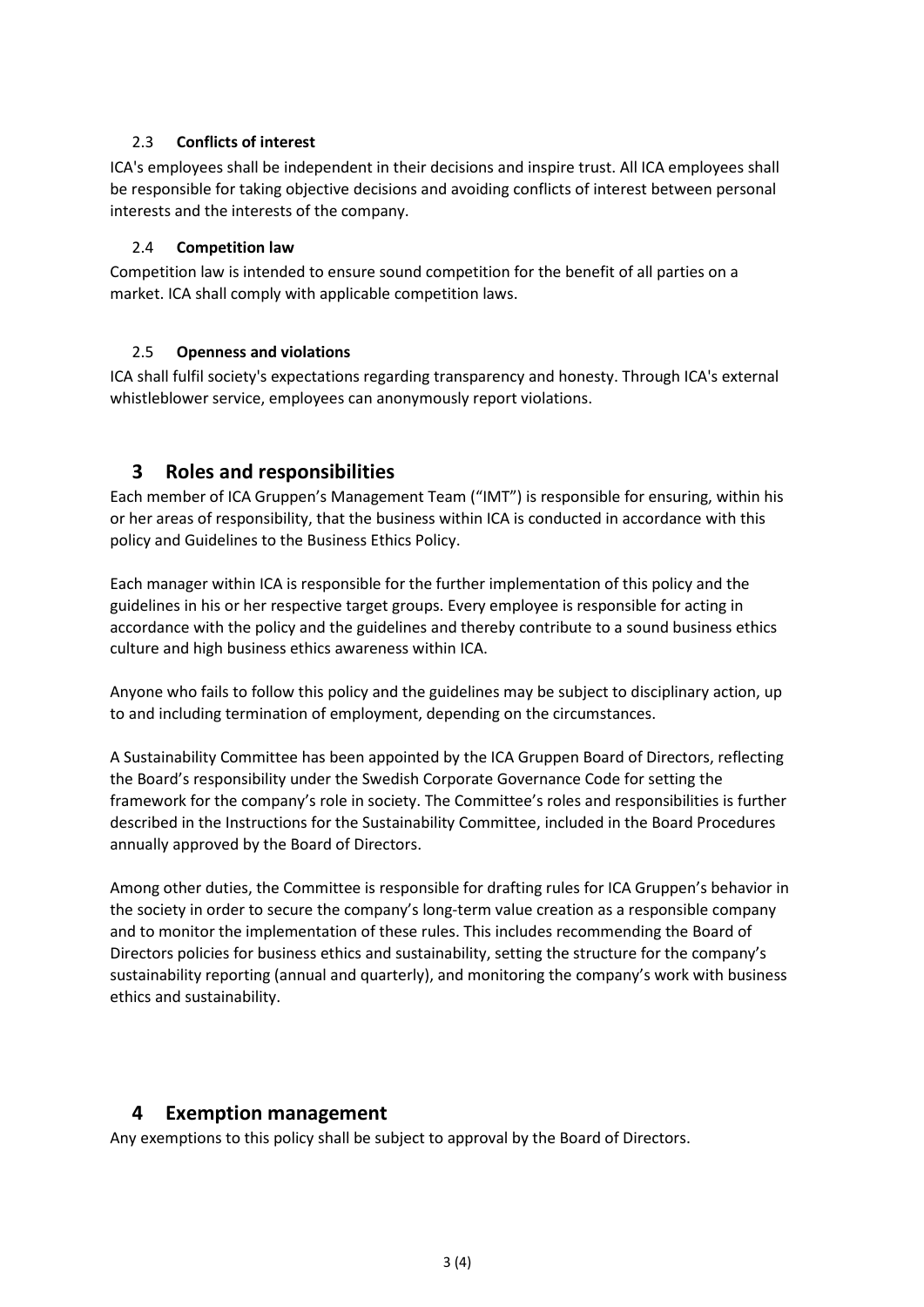### 2.3 Conflicts of interest

ICA's employees shall be independent in their decisions and inspire trust. All ICA employees shall be responsible for taking objective decisions and avoiding conflicts of interest between personal interests and the interests of the company.

### 2.4 Competition law

Competition law is intended to ensure sound competition for the benefit of all parties on a market. ICA shall comply with applicable competition laws.

### 2.5 Openness and violations

ICA shall fulfil society's expectations regarding transparency and honesty. Through ICA's external whistleblower service, employees can anonymously report violations.

## 3 Roles and responsibilities

Each member of ICA Gruppen's Management Team ("IMT") is responsible for ensuring, within his or her areas of responsibility, that the business within ICA is conducted in accordance with this policy and Guidelines to the Business Ethics Policy.

Each manager within ICA is responsible for the further implementation of this policy and the guidelines in his or her respective target groups. Every employee is responsible for acting in accordance with the policy and the guidelines and thereby contribute to a sound business ethics culture and high business ethics awareness within ICA.

Anyone who fails to follow this policy and the guidelines may be subject to disciplinary action, up to and including termination of employment, depending on the circumstances.

A Sustainability Committee has been appointed by the ICA Gruppen Board of Directors, reflecting the Board's responsibility under the Swedish Corporate Governance Code for setting the framework for the company's role in society. The Committee's roles and responsibilities is further described in the Instructions for the Sustainability Committee, included in the Board Procedures annually approved by the Board of Directors.

Among other duties, the Committee is responsible for drafting rules for ICA Gruppen's behavior in the society in order to secure the company's long-term value creation as a responsible company and to monitor the implementation of these rules. This includes recommending the Board of Directors policies for business ethics and sustainability, setting the structure for the company's sustainability reporting (annual and quarterly), and monitoring the company's work with business ethics and sustainability.

## 4 Exemption management

Any exemptions to this policy shall be subject to approval by the Board of Directors.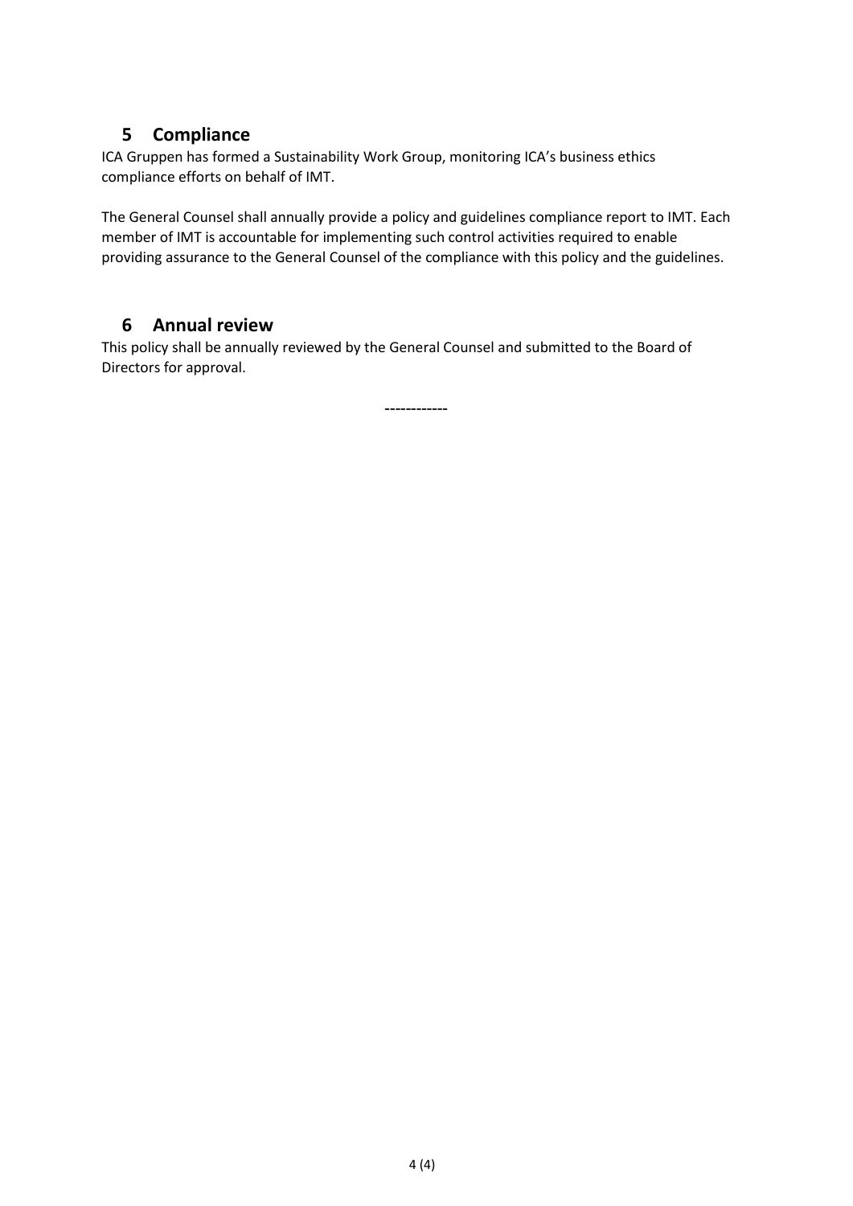## 5 Compliance

ICA Gruppen has formed a Sustainability Work Group, monitoring ICA's business ethics compliance efforts on behalf of IMT.

The General Counsel shall annually provide a policy and guidelines compliance report to IMT. Each member of IMT is accountable for implementing such control activities required to enable providing assurance to the General Counsel of the compliance with this policy and the guidelines.

## 6 Annual review

This policy shall be annually reviewed by the General Counsel and submitted to the Board of Directors for approval.

------------